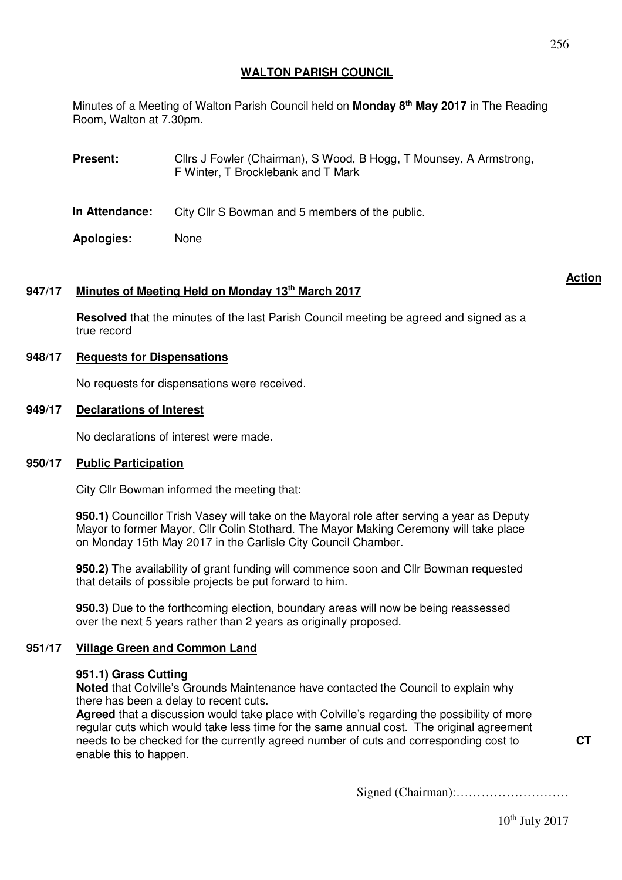# WALTON PARISH COUNCIL

Minutes of a Meeting of Walton Parish Council held on **Monday 8th May 2017** in The Reading Room, Walton at 7.30pm.

**Present:** Cllrs J Fowler (Chairman), S Wood, B Hogg, T Mounsey, A Armstrong, F Winter, T Brocklebank and T Mark

**In Attendance:** City Cllr S Bowman and 5 members of the public.

**Apologies:** None

**Action**

## 947/17 Minutes of Meeting Held on Monday 13th March 2017

**Resolved** that the minutes of the last Parish Council meeting be agreed and signed as a true record

## 948/17 Requests for Dispensations

No requests for dispensations were received.

## 949/17 Declarations of Interest

No declarations of interest were made.

## 950/17 Public Participation

City Cllr Bowman informed the meeting that:

**950.1)** Councillor Trish Vasey will take on the Mayoral role after serving a year as Deputy Mayor to former Mayor, Cllr Colin Stothard. The Mayor Making Ceremony will take place on Monday 15th May 2017 in the Carlisle City Council Chamber.

**950.2)** The availability of grant funding will commence soon and Cllr Bowman requested that details of possible projects be put forward to him.

**950.3)** Due to the forthcoming election, boundary areas will now be being reassessed over the next 5 years rather than 2 years as originally proposed.

## 951/17 Village Green and Common Land

**951.1) Grass Cutting**

**Noted** that Colville's Grounds Maintenance have contacted the Council to explain why there has been a delay to recent cuts.

**Agreed** that a discussion would take place with Colville's regarding the possibility of more regular cuts which would take less time for the same annual cost. The original agreement needs to be checked for the currently agreed number of cuts and corresponding cost to enable this to happen. **CT**

Signed (Chairman):………………………

10th July 2017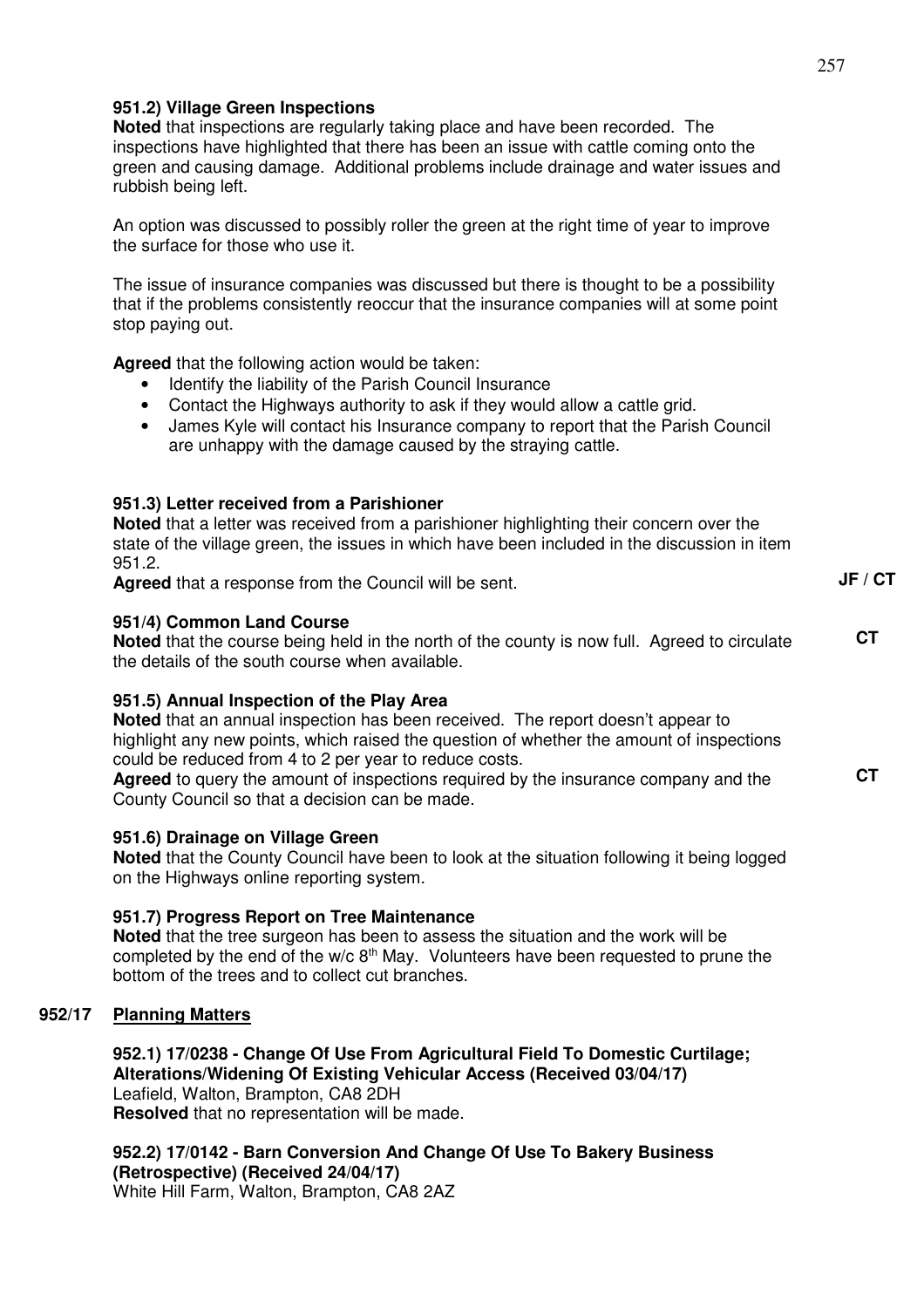**951.2) Village Green Inspections**

**Noted** that inspections are regularly taking place and have been recorded. The inspections have highlighted that there has been an issue with cattle coming onto the green and causing damage. Additional problems include drainage and water issues and rubbish being left.

An option was discussed to possibly roller the green at the right time of year to improve the surface for those who use it.

The issue of insurance companies was discussed but there is thought to be a possibility that if the problems consistently reoccur that the insurance companies will at some point stop paying out.

**Agreed** that the following action would be taken:

- Identify the liability of the Parish Council Insurance
- Contact the Highways authority to ask if they would allow a cattle grid.
- James Kyle will contact his Insurance company to report that the Parish Council are unhappy with the damage caused by the straying cattle.

**951.3) Letter received from a Parishioner**

**Noted** that a letter was received from a parishioner highlighting their concern over the state of the village green, the issues in which have been included in the discussion in item 951.2.

**Agreed** that a response from the Council will be sent. **JF / CT**

**951/4) Common Land Course**

**Noted** that the course being held in the north of the county is now full. Agreed to circulate the details of the south course when available. **CT**

**951.5) Annual Inspection of the Play Area**

**Noted** that an annual inspection has been received. The report doesn't appear to highlight any new points, which raised the question of whether the amount of inspections could be reduced from 4 to 2 per year to reduce costs.

**Agreed** to query the amount of inspections required by the insurance company and the County Council so that a decision can be made. **CT**

**951.6) Drainage on Village Green**

**Noted** that the County Council have been to look at the situation following it being logged on the Highways online reporting system.

**951.7) Progress Report on Tree Maintenance**

**Noted** that the tree surgeon has been to assess the situation and the work will be completed by the end of the w/c 8th May. Volunteers have been requested to prune the bottom of the trees and to collect cut branches.

## 952/17 Planning Matters

**952.1) 17/0238 - Change Of Use From Agricultural Field To Domestic Curtilage; Alterations/Widening Of Existing Vehicular Access (Received 03/04/17)**

Leafield, Walton, Brampton, CA8 2DH

**Resolved** that no representation will be made.

**952.2) 17/0142 - Barn Conversion And Change Of Use To Bakery Business (Retrospective) (Received 24/04/17)**

White Hill Farm, Walton, Brampton, CA8 2AZ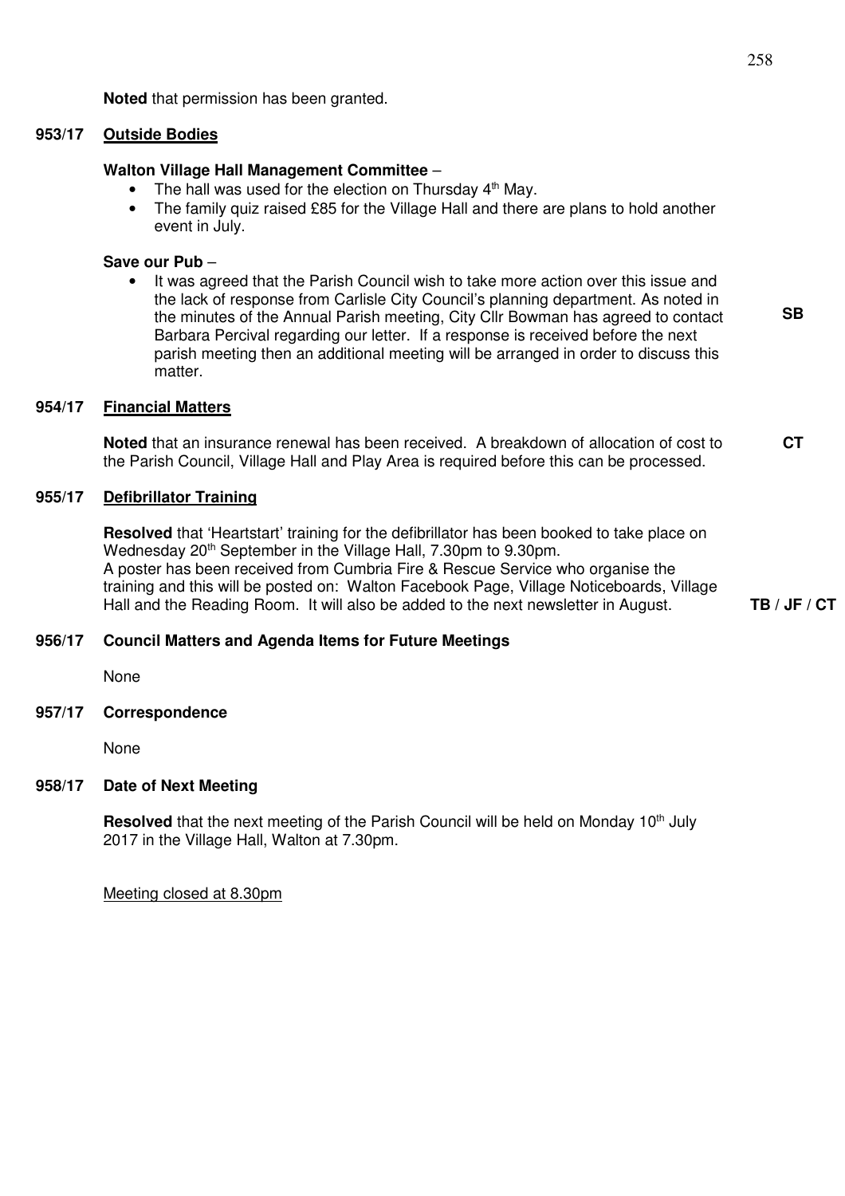**Noted** that permission has been granted.

## 953/17 Outside Bodies

**Walton Village Hall Management Committee** –

- The hall was used for the election on Thursday 4th May.
- The family quiz raised £85 for the Village Hall and there are plans to hold another event in July.

**Save our Pub** –

- It was agreed that the Parish Council wish to take more action over this issue and the lack of response from Carlisle City Council's planning department. As noted in the minutes of the Annual Parish meeting, City Cllr Bowman has agreed to contact Barbara Percival regarding our letter. If a response is received before the next parish meeting then an additional meeting will be arranged in order to discuss this matter. **SB**

## 954/17 Financial Matters

**Noted** that an insurance renewal has been received. A breakdown of allocation of cost to the Parish Council, Village Hall and Play Area is required before this can be processed. **CT**

## 955/17 Defibrillator Training

**Resolved** that 'Heartstart' training for the defibrillator has been booked to take place on Wednesday 20th September in the Village Hall, 7.30pm to 9.30pm.
A poster has been received from Cumbria Fire & Rescue Service who organise the training and this will be posted on: Walton Facebook Page, Village Noticeboards, Village Hall and the Reading Room. It will also be added to the next newsletter in August. **TB / JF / CT**

## 956/17 Council Matters and Agenda Items for Future Meetings

None

## 957/17 Correspondence

None

## 958/17 Date of Next Meeting

**Resolved** that the next meeting of the Parish Council will be held on Monday 10th July 2017 in the Village Hall, Walton at 7.30pm.

Meeting closed at 8.30pm